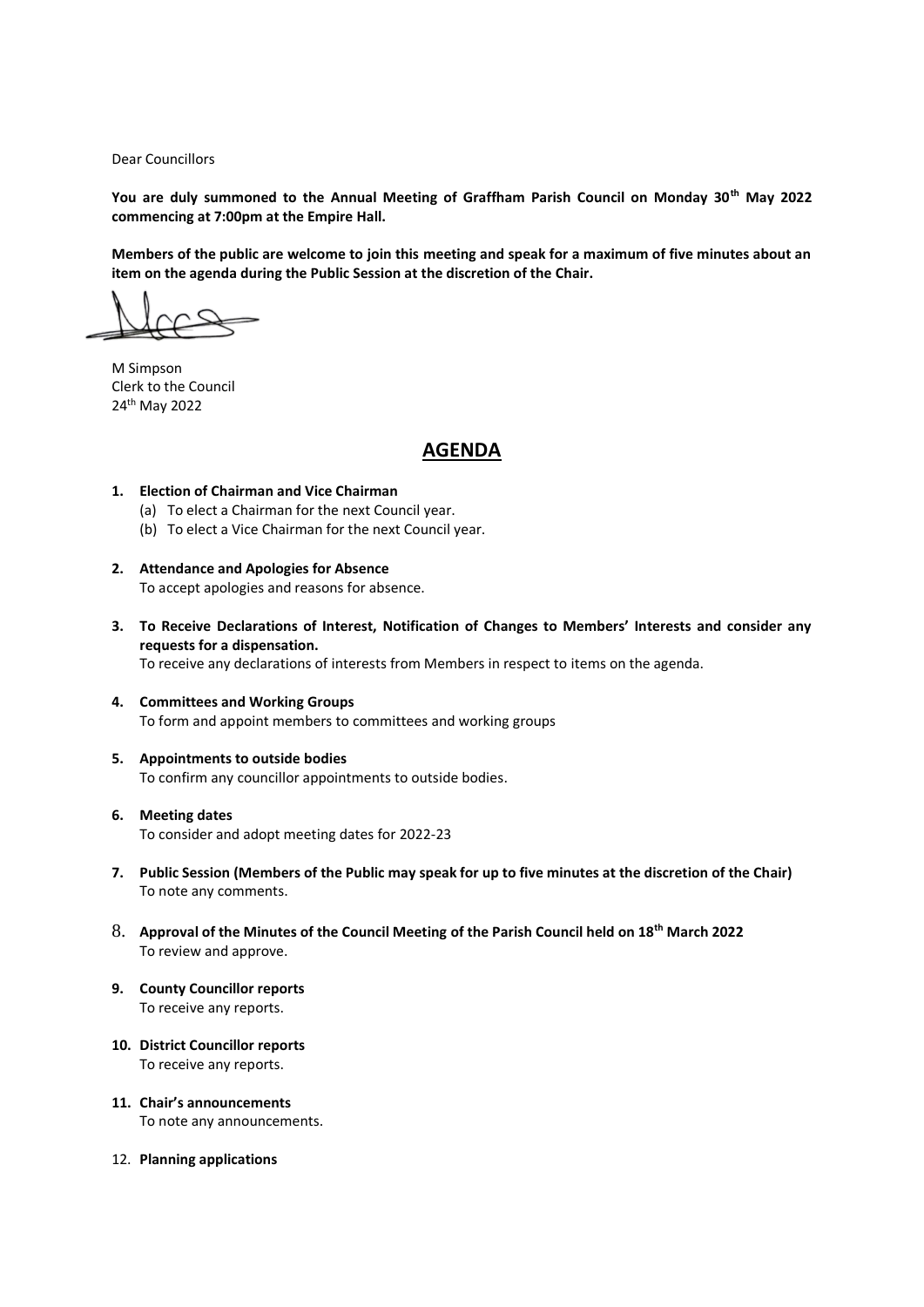Dear Councillors

**You are duly summoned to the Annual Meeting of Graffham Parish Council on Monday 30th May 2022 commencing at 7:00pm at the Empire Hall.**

**Members of the public are welcome to join this meeting and speak for a maximum of five minutes about an item on the agenda during the Public Session at the discretion of the Chair.**

M Simpson
Clerk to the Council
24th May 2022

# AGENDA

1. **Election of Chairman and Vice Chairman**
   (a) To elect a Chairman for the next Council year.
   (b) To elect a Vice Chairman for the next Council year.

2. **Attendance and Apologies for Absence**
   To accept apologies and reasons for absence.

3. **To Receive Declarations of Interest, Notification of Changes to Members' Interests and consider any requests for a dispensation.**
   To receive any declarations of interests from Members in respect to items on the agenda.

4. **Committees and Working Groups**
   To form and appoint members to committees and working groups

5. **Appointments to outside bodies**
   To confirm any councillor appointments to outside bodies.

6. **Meeting dates**
   To consider and adopt meeting dates for 2022-23

7. **Public Session (Members of the Public may speak for up to five minutes at the discretion of the Chair)**
   To note any comments.

8. **Approval of the Minutes of the Council Meeting of the Parish Council held on 18th March 2022**
   To review and approve.

9. **County Councillor reports**
   To receive any reports.

10. **District Councillor reports**
    To receive any reports.

11. **Chair's announcements**
    To note any announcements.

12. **Planning applications**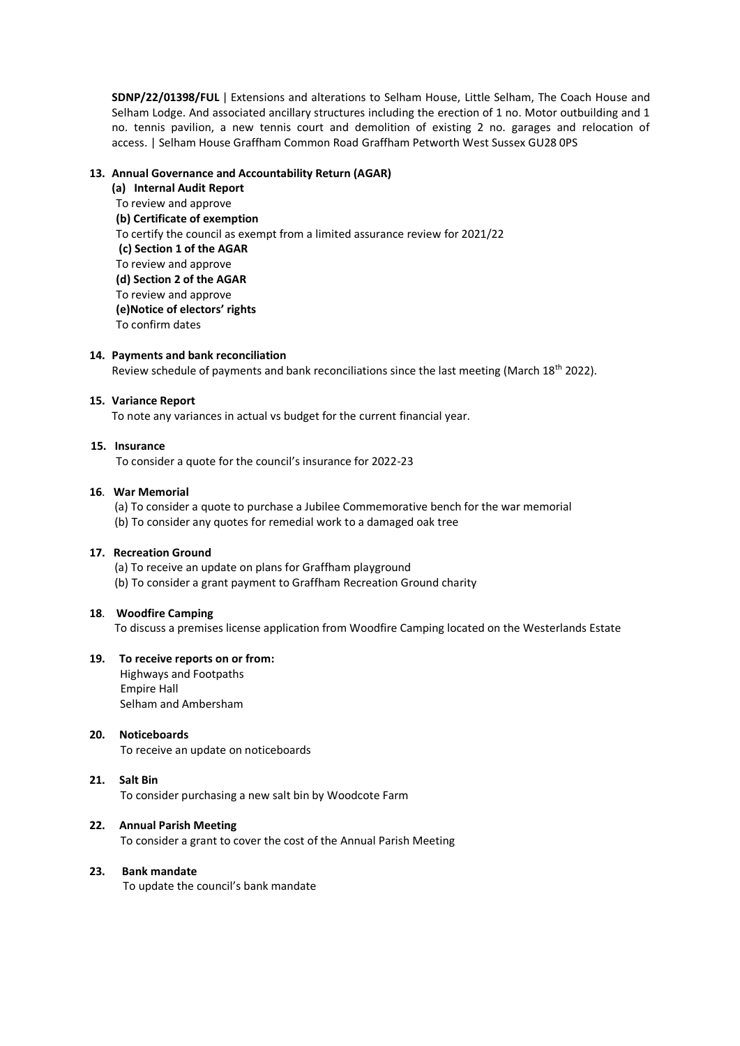**SDNP/22/01398/FUL** | Extensions and alterations to Selham House, Little Selham, The Coach House and Selham Lodge. And associated ancillary structures including the erection of 1 no. Motor outbuilding and 1 no. tennis pavilion, a new tennis court and demolition of existing 2 no. garages and relocation of access. | Selham House Graffham Common Road Graffham Petworth West Sussex GU28 0PS

**13. Annual Governance and Accountability Return (AGAR)**

**(a) Internal Audit Report**
To review and approve

**(b) Certificate of exemption**
To certify the council as exempt from a limited assurance review for 2021/22

**(c) Section 1 of the AGAR**
To review and approve

**(d) Section 2 of the AGAR**
To review and approve

**(e)Notice of electors' rights**
To confirm dates

**14. Payments and bank reconciliation**
Review schedule of payments and bank reconciliations since the last meeting (March 18th 2022).

**15. Variance Report**
To note any variances in actual vs budget for the current financial year.

**15. Insurance**
To consider a quote for the council's insurance for 2022-23

**16. War Memorial**
(a) To consider a quote to purchase a Jubilee Commemorative bench for the war memorial
(b) To consider any quotes for remedial work to a damaged oak tree

**17. Recreation Ground**
(a) To receive an update on plans for Graffham playground
(b) To consider a grant payment to Graffham Recreation Ground charity

**18. Woodfire Camping**
To discuss a premises license application from Woodfire Camping located on the Westerlands Estate

**19. To receive reports on or from:**
Highways and Footpaths
Empire Hall
Selham and Ambersham

**20. Noticeboards**
To receive an update on noticeboards

**21. Salt Bin**
To consider purchasing a new salt bin by Woodcote Farm

**22. Annual Parish Meeting**
To consider a grant to cover the cost of the Annual Parish Meeting

**23. Bank mandate**
To update the council's bank mandate